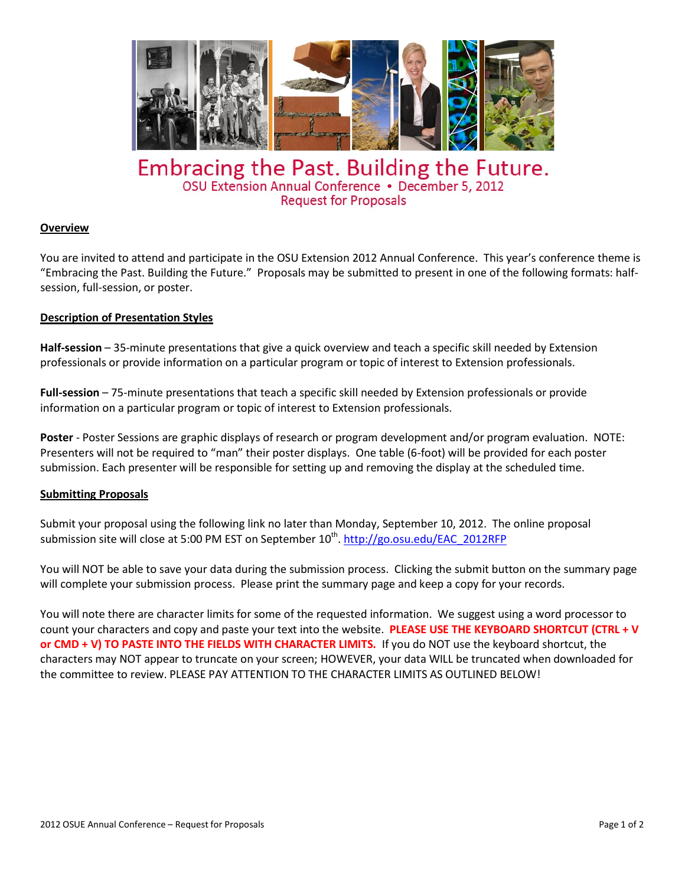# Embracing the Past. Building the Future.

OSU Extension Annual Conference • December 5, 2012

Request for Proposals

## Overview

You are invited to attend and participate in the OSU Extension 2012 Annual Conference. This year's conference theme is "Embracing the Past. Building the Future." Proposals may be submitted to present in one of the following formats: half-session, full-session, or poster.

## Description of Presentation Styles

**Half-session** – 35-minute presentations that give a quick overview and teach a specific skill needed by Extension professionals or provide information on a particular program or topic of interest to Extension professionals.

**Full-session** – 75-minute presentations that teach a specific skill needed by Extension professionals or provide information on a particular program or topic of interest to Extension professionals.

**Poster** - Poster Sessions are graphic displays of research or program development and/or program evaluation. NOTE: Presenters will not be required to "man" their poster displays. One table (6-foot) will be provided for each poster submission. Each presenter will be responsible for setting up and removing the display at the scheduled time.

## Submitting Proposals

Submit your proposal using the following link no later than Monday, September 10, 2012. The online proposal submission site will close at 5:00 PM EST on September 10th. http://go.osu.edu/EAC_2012RFP

You will NOT be able to save your data during the submission process. Clicking the submit button on the summary page will complete your submission process. Please print the summary page and keep a copy for your records.

You will note there are character limits for some of the requested information. We suggest using a word processor to count your characters and copy and paste your text into the website. **PLEASE USE THE KEYBOARD SHORTCUT (CTRL + V or CMD + V) TO PASTE INTO THE FIELDS WITH CHARACTER LIMITS.** If you do NOT use the keyboard shortcut, the characters may NOT appear to truncate on your screen; HOWEVER, your data WILL be truncated when downloaded for the committee to review. PLEASE PAY ATTENTION TO THE CHARACTER LIMITS AS OUTLINED BELOW!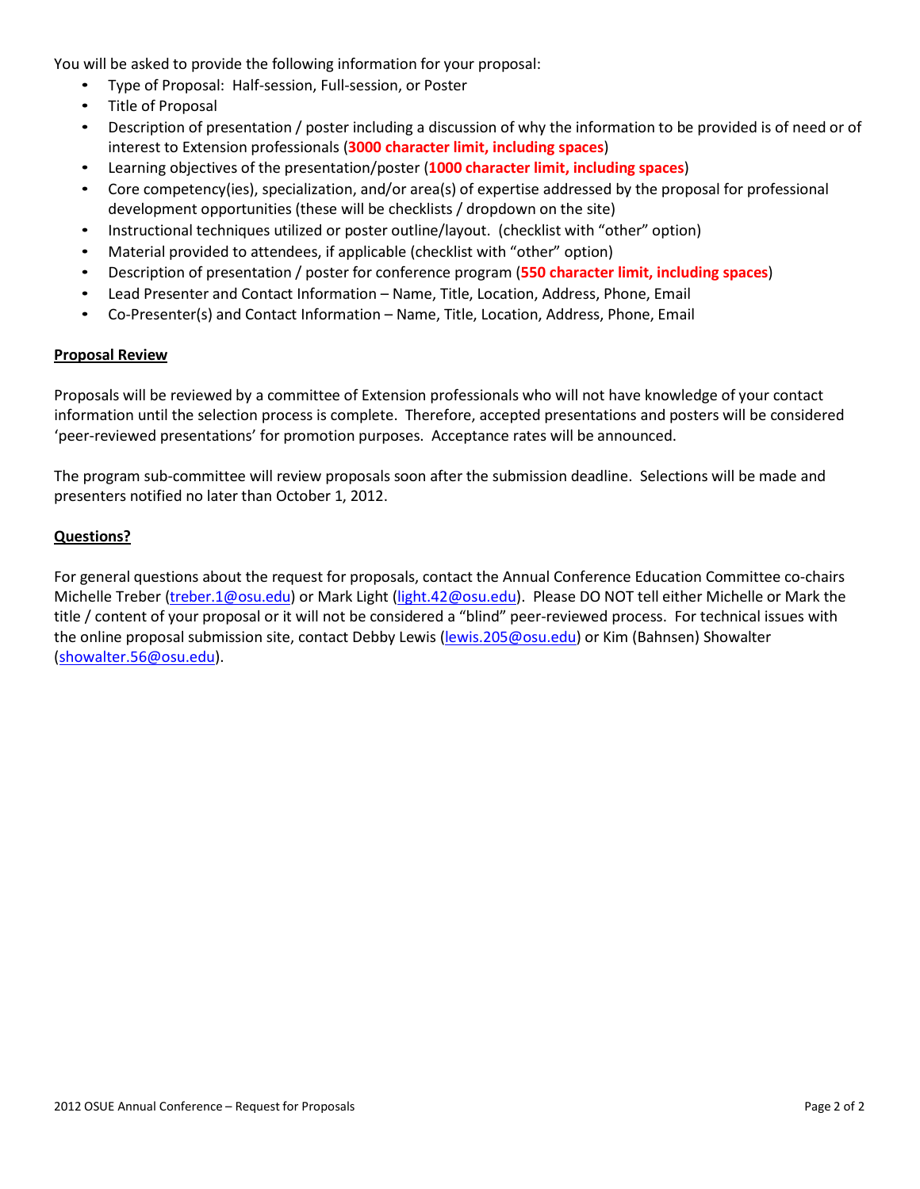You will be asked to provide the following information for your proposal:

- Type of Proposal: Half-session, Full-session, or Poster
- Title of Proposal
- Description of presentation / poster including a discussion of why the information to be provided is of need or of interest to Extension professionals (**3000 character limit, including spaces**)
- Learning objectives of the presentation/poster (**1000 character limit, including spaces**)
- Core competency(ies), specialization, and/or area(s) of expertise addressed by the proposal for professional development opportunities (these will be checklists / dropdown on the site)
- Instructional techniques utilized or poster outline/layout. (checklist with "other" option)
- Material provided to attendees, if applicable (checklist with "other" option)
- Description of presentation / poster for conference program (**550 character limit, including spaces**)
- Lead Presenter and Contact Information – Name, Title, Location, Address, Phone, Email
- Co-Presenter(s) and Contact Information – Name, Title, Location, Address, Phone, Email

## Proposal Review

Proposals will be reviewed by a committee of Extension professionals who will not have knowledge of your contact information until the selection process is complete. Therefore, accepted presentations and posters will be considered 'peer-reviewed presentations' for promotion purposes. Acceptance rates will be announced.

The program sub-committee will review proposals soon after the submission deadline. Selections will be made and presenters notified no later than October 1, 2012.

## Questions?

For general questions about the request for proposals, contact the Annual Conference Education Committee co-chairs Michelle Treber (treber.1@osu.edu) or Mark Light (light.42@osu.edu). Please DO NOT tell either Michelle or Mark the title / content of your proposal or it will not be considered a "blind" peer-reviewed process. For technical issues with the online proposal submission site, contact Debby Lewis (lewis.205@osu.edu) or Kim (Bahnsen) Showalter (showalter.56@osu.edu).